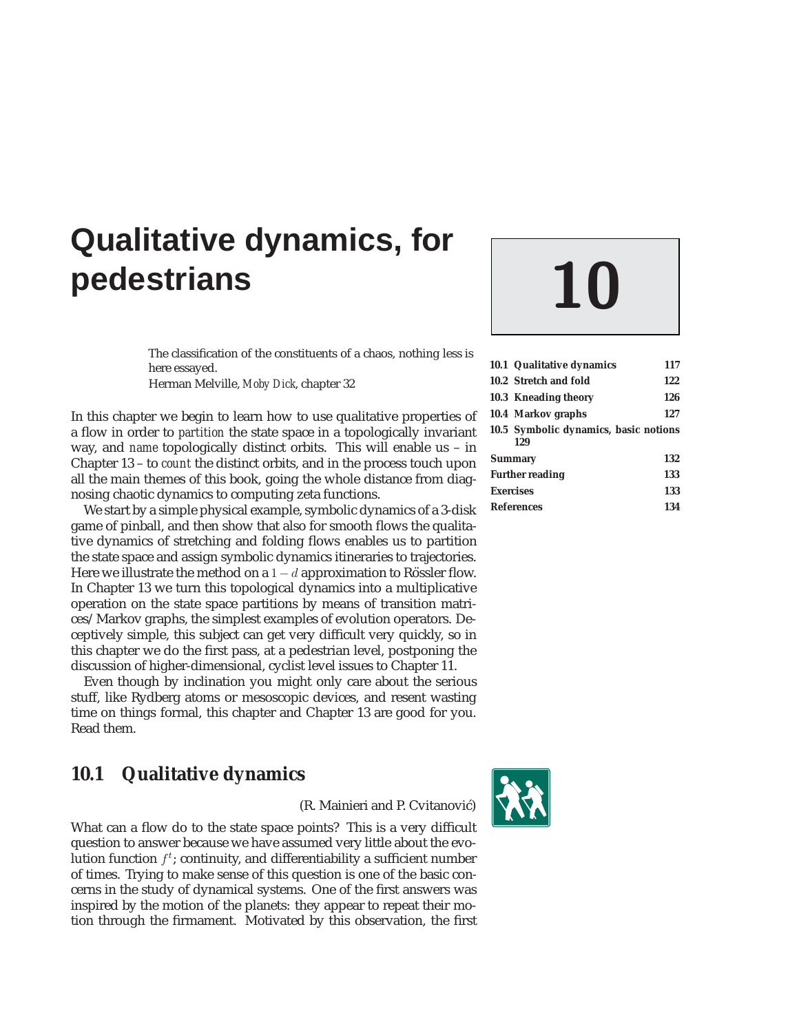# 10 Qualitative dynamics, for pedestrians

| | |
|---|---|
| 10.1 Qualitative dynamics | 117 |
| 10.2 Stretch and fold | 122 |
| 10.3 Kneading theory | 126 |
| 10.4 Markov graphs | 127 |
| 10.5 Symbolic dynamics, basic notions | 129 |
| Summary | 132 |
| Further reading | 133 |
| Exercises | 133 |
| References | 134 |

> The classification of the constituents of a chaos, nothing less is here essayed.
> Herman Melville, *Moby Dick*, chapter 32

In this chapter we begin to learn how to use qualitative properties of a flow in order to *partition* the state space in a topologically invariant way, and *name* topologically distinct orbits. This will enable us – in Chapter 13 – to *count* the distinct orbits, and in the process touch upon all the main themes of this book, going the whole distance from diagnosing chaotic dynamics to computing zeta functions.

We start by a simple physical example, symbolic dynamics of a 3-disk game of pinball, and then show that also for smooth flows the qualitative dynamics of stretching and folding flows enables us to partition the state space and assign symbolic dynamics itineraries to trajectories. Here we illustrate the method on a $1-d$ approximation to Rössler flow. In Chapter 13 we turn this topological dynamics into a multiplicative operation on the state space partitions by means of transition matrices/Markov graphs, the simplest examples of evolution operators. Deceptively simple, this subject can get very difficult very quickly, so in this chapter we do the first pass, at a pedestrian level, postponing the discussion of higher-dimensional, cyclist level issues to Chapter 11.

Even though by inclination you might only care about the serious stuff, like Rydberg atoms or mesoscopic devices, and resent wasting time on things formal, this chapter and Chapter 13 are good for you. Read them.

## 10.1 Qualitative dynamics

(R. Mainieri and P. Cvitanović)

What can a flow do to the state space points? This is a very difficult question to answer because we have assumed very little about the evolution function $f^t$; continuity, and differentiability a sufficient number of times. Trying to make sense of this question is one of the basic concerns in the study of dynamical systems. One of the first answers was inspired by the motion of the planets: they appear to repeat their motion through the firmament. Motivated by this observation, the first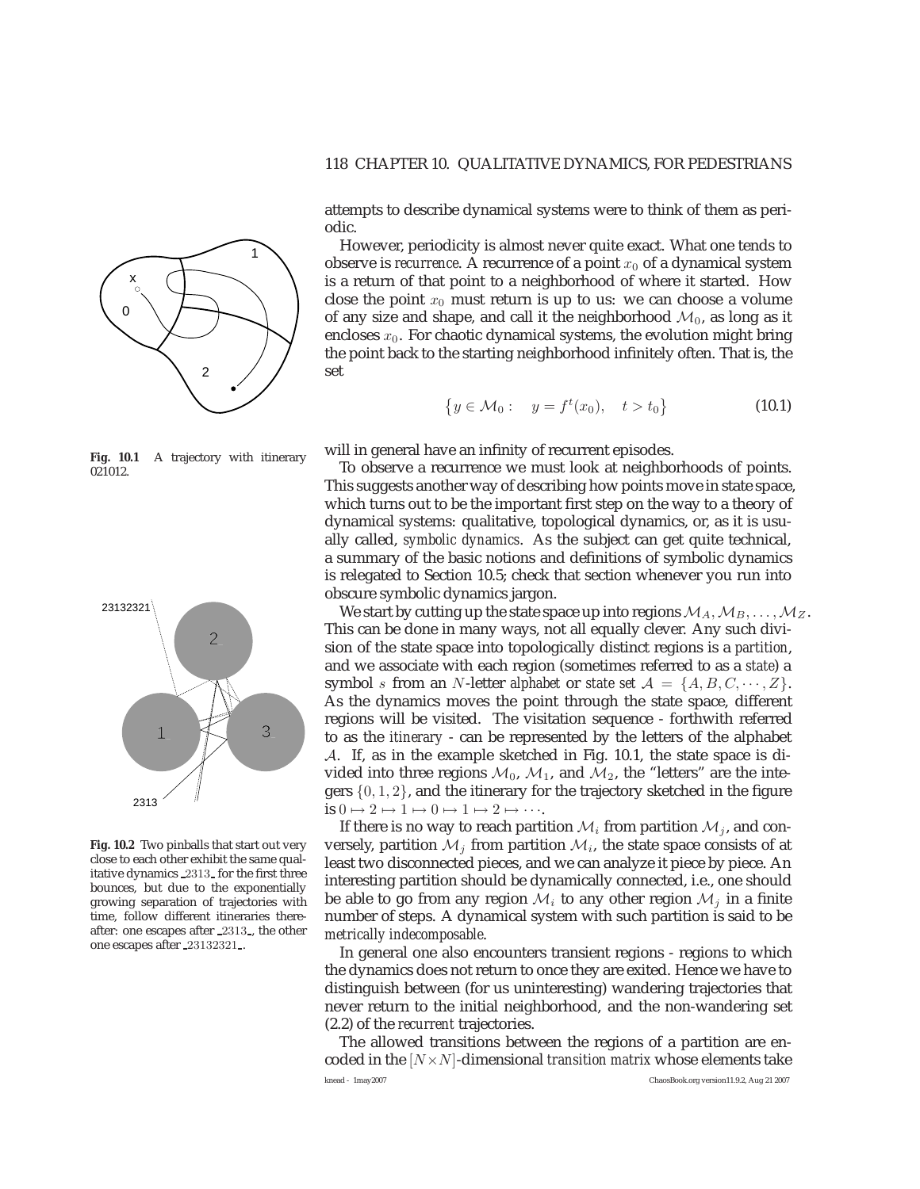attempts to describe dynamical systems were to think of them as periodic.

However, periodicity is almost never quite exact. What one tends to observe is *recurrence*. A recurrence of a point $x_0$ of a dynamical system is a return of that point to a neighborhood of where it started. How close the point $x_0$ must return is up to us: we can choose a volume of any size and shape, and call it the neighborhood $\mathcal{M}_0$, as long as it encloses $x_0$. For chaotic dynamical systems, the evolution might bring the point back to the starting neighborhood infinitely often. That is, the set

$$\left\{ y \in \mathcal{M}_0 : \quad y = f^t(x_0), \quad t > t_0 \right\} \tag{10.1}$$

will in general have an infinity of recurrent episodes.

**Fig. 10.1** A trajectory with itinerary 021012.

To observe a recurrence we must look at neighborhoods of points. This suggests another way of describing how points move in state space, which turns out to be the important first step on the way to a theory of dynamical systems: qualitative, topological dynamics, or, as it is usually called, *symbolic dynamics*. As the subject can get quite technical, a summary of the basic notions and definitions of symbolic dynamics is relegated to Section 10.5; check that section whenever you run into obscure symbolic dynamics jargon.

We start by cutting up the state space up into regions $\mathcal{M}_A, \mathcal{M}_B, \ldots, \mathcal{M}_Z$. This can be done in many ways, not all equally clever. Any such division of the state space into topologically distinct regions is a *partition*, and we associate with each region (sometimes referred to as a *state*) a symbol $s$ from an $N$-letter *alphabet* or *state set* $\mathcal{A} = \{A, B, C, \cdots, Z\}$. As the dynamics moves the point through the state space, different regions will be visited. The visitation sequence - forthwith referred to as the *itinerary* - can be represented by the letters of the alphabet $\mathcal{A}$. If, as in the example sketched in Fig. 10.1, the state space is divided into three regions $\mathcal{M}_0$, $\mathcal{M}_1$, and $\mathcal{M}_2$, the "letters" are the integers $\{0, 1, 2\}$, and the itinerary for the trajectory sketched in the figure is $0 \mapsto 2 \mapsto 1 \mapsto 0 \mapsto 1 \mapsto 2 \mapsto \cdots$.

**Fig. 10.2** Two pinballs that start out very close to each other exhibit the same qualitative dynamics $\_2313\_$ for the first three bounces, but due to the exponentially growing separation of trajectories with time, follow different itineraries thereafter: one escapes after $\_2313\_$, the other one escapes after $\_23132321\_$.

If there is no way to reach partition $\mathcal{M}_i$ from partition $\mathcal{M}_j$, and conversely, partition $\mathcal{M}_j$ from partition $\mathcal{M}_i$, the state space consists of at least two disconnected pieces, and we can analyze it piece by piece. An interesting partition should be dynamically connected, i.e., one should be able to go from any region $\mathcal{M}_i$ to any other region $\mathcal{M}_j$ in a finite number of steps. A dynamical system with such partition is said to be *metrically indecomposable*.

In general one also encounters transient regions - regions to which the dynamics does not return to once they are exited. Hence we have to distinguish between (for us uninteresting) wandering trajectories that never return to the initial neighborhood, and the non-wandering set (2.2) of the *recurrent* trajectories.

The allowed transitions between the regions of a partition are encoded in the $[N \times N]$-dimensional *transition matrix* whose elements take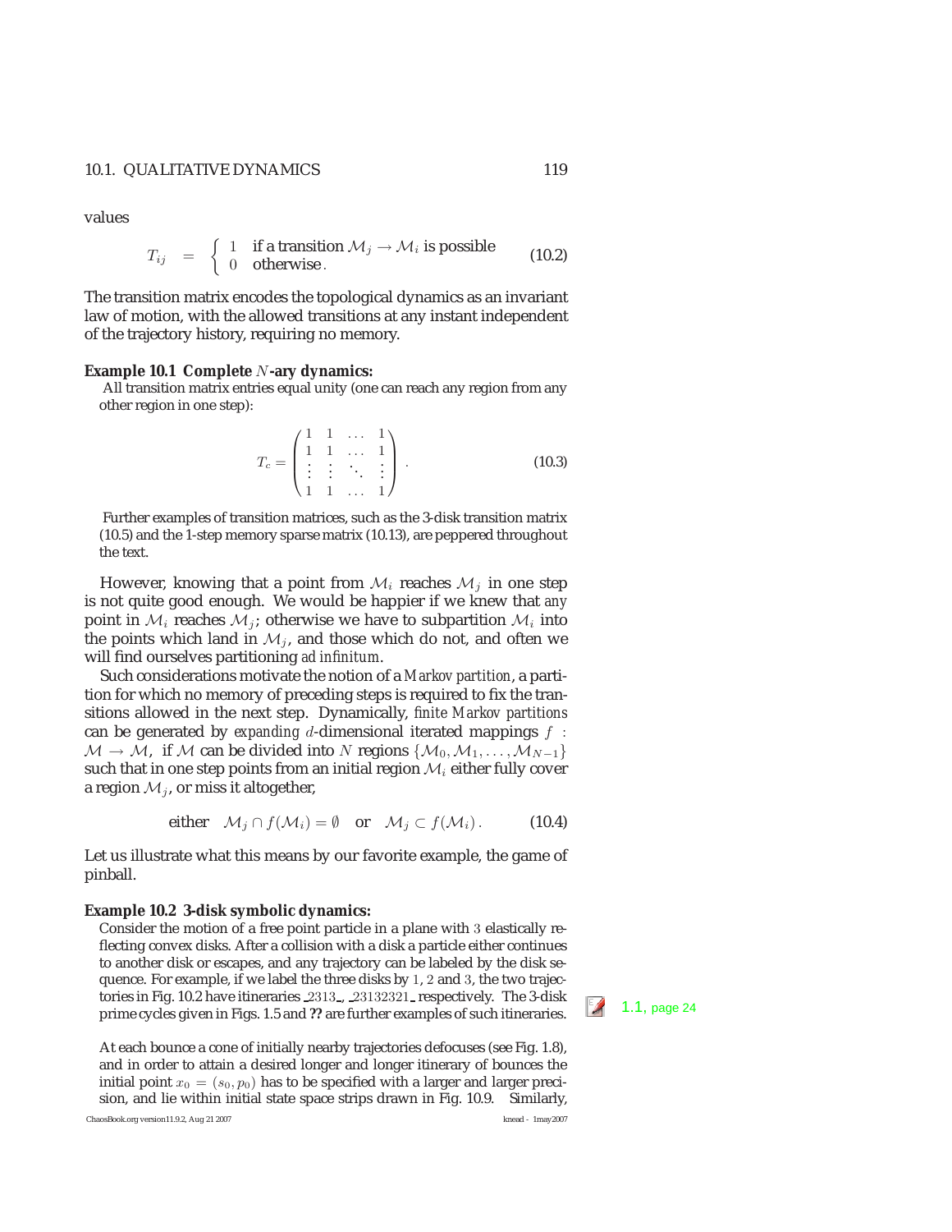values

$$T_{ij} = \begin{cases} 1 & \text{if a transition } \mathcal{M}_j \to \mathcal{M}_i \text{ is possible} \\ 0 & \text{otherwise}\,. \end{cases} \tag{10.2}$$

The transition matrix encodes the topological dynamics as an invariant law of motion, with the allowed transitions at any instant independent of the trajectory history, requiring no memory.

**Example 10.1 Complete $N$-ary dynamics:**
All transition matrix entries equal unity (one can reach any region from any other region in one step):

$$T_c = \begin{pmatrix} 1 & 1 & \dots & 1 \\ 1 & 1 & \dots & 1 \\ \vdots & \vdots & \ddots & \vdots \\ 1 & 1 & \dots & 1 \end{pmatrix}\,. \tag{10.3}$$

Further examples of transition matrices, such as the 3-disk transition matrix (10.5) and the 1-step memory sparse matrix (10.13), are peppered throughout the text.

However, knowing that a point from $\mathcal{M}_i$ reaches $\mathcal{M}_j$ in one step is not quite good enough. We would be happier if we knew that *any* point in $\mathcal{M}_i$ reaches $\mathcal{M}_j$; otherwise we have to subpartition $\mathcal{M}_i$ into the points which land in $\mathcal{M}_j$, and those which do not, and often we will find ourselves partitioning *ad infinitum*.

Such considerations motivate the notion of a *Markov partition*, a partition for which no memory of preceding steps is required to fix the transitions allowed in the next step. Dynamically, *finite Markov partitions* can be generated by *expanding* $d$-dimensional iterated mappings $f : \mathcal{M} \to \mathcal{M}$, if $\mathcal{M}$ can be divided into $N$ regions $\{\mathcal{M}_0, \mathcal{M}_1, \dots, \mathcal{M}_{N-1}\}$ such that in one step points from an initial region $\mathcal{M}_i$ either fully cover a region $\mathcal{M}_j$, or miss it altogether,

$$\text{either} \quad \mathcal{M}_j \cap f(\mathcal{M}_i) = \emptyset \quad \text{or} \quad \mathcal{M}_j \subset f(\mathcal{M}_i)\,. \tag{10.4}$$

Let us illustrate what this means by our favorite example, the game of pinball.

**Example 10.2 3-disk symbolic dynamics:**
Consider the motion of a free point particle in a plane with 3 elastically reflecting convex disks. After a collision with a disk a particle either continues to another disk or escapes, and any trajectory can be labeled by the disk sequence. For example, if we label the three disks by 1, 2 and 3, the two trajectories in Fig. 10.2 have itineraries $\_2313\_$, $\_23132321\_$ respectively. The 3-disk prime cycles given in Figs. 1.5 and **??** are further examples of such itineraries.

1.1, page 24

At each bounce a cone of initially nearby trajectories defocuses (see Fig. 1.8), and in order to attain a desired longer and longer itinerary of bounces the initial point $x_0 = (s_0, p_0)$ has to be specified with a larger and larger precision, and lie within initial state space strips drawn in Fig. 10.9. Similarly,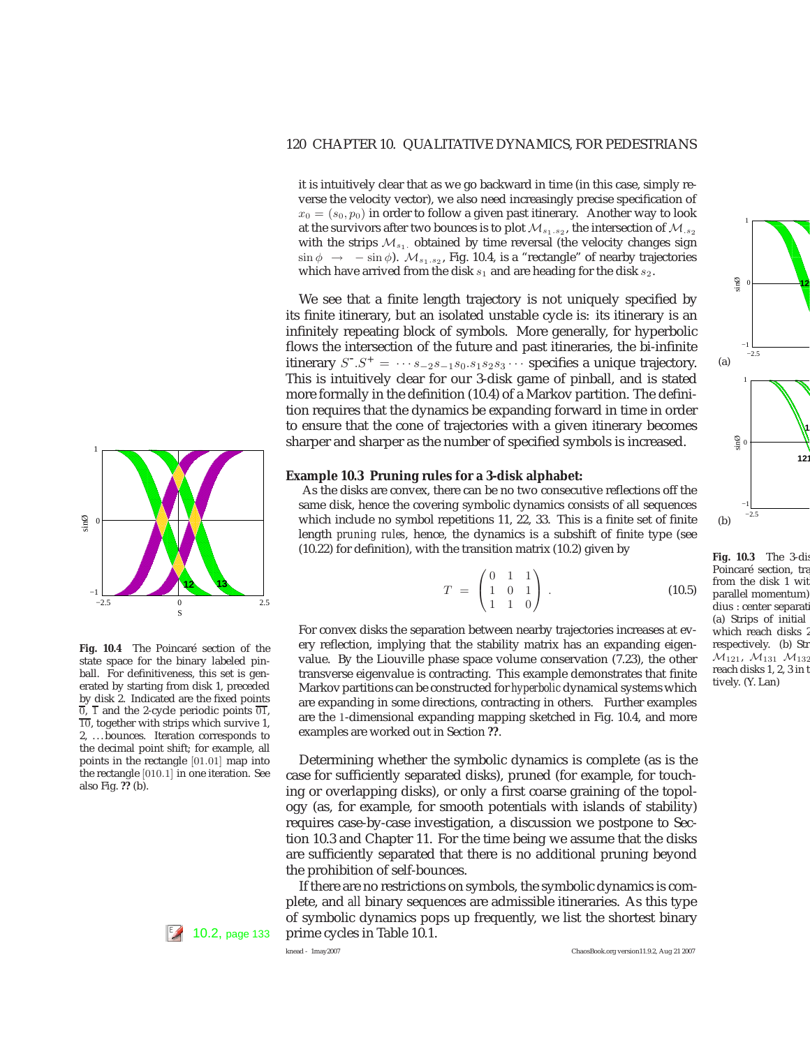it is intuitively clear that as we go backward in time (in this case, simply reverse the velocity vector), we also need increasingly precise specification of $x_0 = (s_0, p_0)$ in order to follow a given past itinerary. Another way to look at the survivors after two bounces is to plot $\mathcal{M}_{s_1.s_2}$, the intersection of $\mathcal{M}_{.s_2}$ with the strips $\mathcal{M}_{s_1.}$ obtained by time reversal (the velocity changes sign $\sin\phi \rightarrow -\sin\phi$). $\mathcal{M}_{s_1.s_2}$, Fig. 10.4, is a "rectangle" of nearby trajectories which have arrived from the disk $s_1$ and are heading for the disk $s_2$.

We see that a finite length trajectory is not uniquely specified by its finite itinerary, but an isolated unstable cycle is: its itinerary is an infinitely repeating block of symbols. More generally, for hyperbolic flows the intersection of the future and past itineraries, the bi-infinite itinerary $S^{-}.S^{+} = \cdots s_{-2}s_{-1}s_0.s_1s_2s_3\cdots$ specifies a unique trajectory. This is intuitively clear for our 3-disk game of pinball, and is stated more formally in the definition (10.4) of a Markov partition. The definition requires that the dynamics be expanding forward in time in order to ensure that the cone of trajectories with a given itinerary becomes sharper and sharper as the number of specified symbols is increased.

**Example 10.3 Pruning rules for a 3-disk alphabet:**

As the disks are convex, there can be no two consecutive reflections off the same disk, hence the covering symbolic dynamics consists of all sequences which include no symbol repetitions 11, 22, 33. This is a finite set of finite length *pruning rules*, hence, the dynamics is a subshift of finite type (see (10.22) for definition), with the transition matrix (10.2) given by

$$T = \begin{pmatrix} 0 & 1 & 1 \\ 1 & 0 & 1 \\ 1 & 1 & 0 \end{pmatrix} . \tag{10.5}$$

For convex disks the separation between nearby trajectories increases at every reflection, implying that the stability matrix has an expanding eigenvalue. By the Liouville phase space volume conservation (7.23), the other transverse eigenvalue is contracting. This example demonstrates that finite Markov partitions can be constructed for *hyperbolic* dynamical systems which are expanding in some directions, contracting in others. Further examples are the 1-dimensional expanding mapping sketched in Fig. 10.4, and more examples are worked out in Section **??**.

**Fig. 10.4** The Poincaré section of the state space for the binary labeled pinball. For definitiveness, this set is generated by starting from disk 1, preceded by disk 2. Indicated are the fixed points $\overline{0}$, $\overline{1}$ and the 2-cycle periodic points $\overline{01}$, $\overline{10}$, together with strips which survive 1, 2, ... bounces. Iteration corresponds to the decimal point shift; for example, all points in the rectangle [01.01] map into the rectangle [010.1] in one iteration. See also Fig. **??** (b).

Determining whether the symbolic dynamics is complete (as is the case for sufficiently separated disks), pruned (for example, for touching or overlapping disks), or only a first coarse graining of the topology (as, for example, for smooth potentials with islands of stability) requires case-by-case investigation, a discussion we postpone to Section 10.3 and Chapter 11. For the time being we assume that the disks are sufficiently separated that there is no additional pruning beyond the prohibition of self-bounces.

If there are no restrictions on symbols, the symbolic dynamics is complete, and *all* binary sequences are admissible itineraries. As this type of symbolic dynamics pops up frequently, we list the shortest binary prime cycles in Table 10.1.

10.2, page 133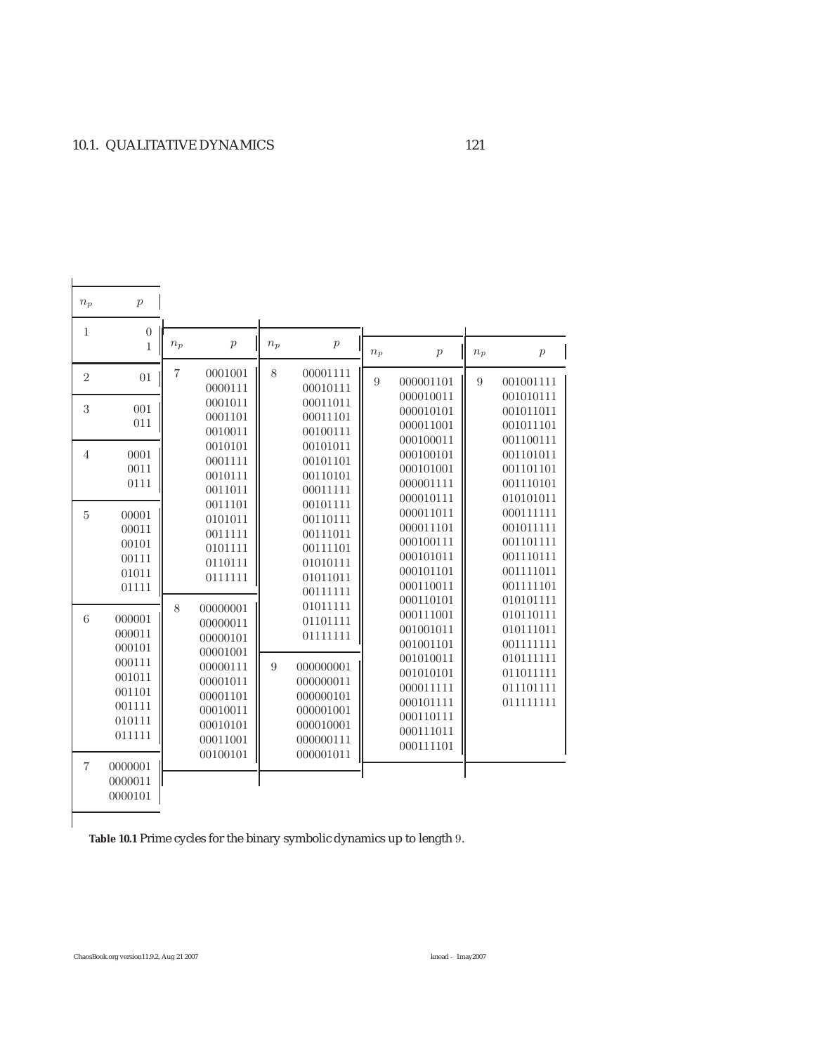| $n_p$ | $p$ |
|---|---|
| 1 | 0 |
| | 1 |
| 2 | 01 |
| 3 | 001 |
| | 011 |
| 4 | 0001 |
| | 0011 |
| | 0111 |
| 5 | 00001 |
| | 00011 |
| | 00101 |
| | 00111 |
| | 01011 |
| | 01111 |
| 6 | 000001 |
| | 000011 |
| | 000101 |
| | 000111 |
| | 001011 |
| | 001101 |
| | 001111 |
| | 010111 |
| | 011111 |
| 7 | 0000001 |
| | 0000011 |
| | 0000101 |
| 7 | 0001001 |
| | 0000111 |
| | 0001011 |
| | 0001101 |
| | 0010011 |
| | 0010101 |
| | 0001111 |
| | 0010111 |
| | 0011011 |
| | 0011101 |
| | 0101011 |
| | 0011111 |
| | 0101111 |
| | 0110111 |
| | 0111111 |
| 8 | 00000001 |
| | 00000011 |
| | 00000101 |
| | 00001001 |
| | 00000111 |
| | 00001011 |
| | 00001101 |
| | 00010011 |
| | 00010101 |
| | 00011001 |
| | 00100101 |
| 8 | 00001111 |
| | 00010111 |
| | 00011011 |
| | 00011101 |
| | 00100111 |
| | 00101011 |
| | 00101101 |
| | 00110101 |
| | 00011111 |
| | 00101111 |
| | 00110111 |
| | 00111011 |
| | 00111101 |
| | 01010111 |
| | 01011011 |
| | 00111111 |
| | 01011111 |
| | 01101111 |
| | 01111111 |
| 9 | 000000001 |
| | 000000011 |
| | 000000101 |
| | 000001001 |
| | 000010001 |
| | 000000111 |
| | 000001011 |
| 9 | 000001101 |
| | 000010011 |
| | 000010101 |
| | 000011001 |
| | 000100011 |
| | 000100101 |
| | 000101001 |
| | 000001111 |
| | 000010111 |
| | 000011011 |
| | 000011101 |
| | 000100111 |
| | 000101011 |
| | 000101101 |
| | 000110011 |
| | 000110101 |
| | 000111001 |
| | 001001011 |
| | 001001101 |
| | 001010011 |
| | 001010101 |
| | 000011111 |
| | 000101111 |
| | 000110111 |
| | 000111011 |
| | 000111101 |
| 9 | 001001111 |
| | 001010111 |
| | 001011011 |
| | 001011101 |
| | 001100111 |
| | 001101011 |
| | 001101101 |
| | 001110101 |
| | 010101011 |
| | 000111111 |
| | 001011111 |
| | 001101111 |
| | 001110111 |
| | 001111011 |
| | 001111101 |
| | 010101111 |
| | 010110111 |
| | 010111011 |
| | 001111111 |
| | 010111111 |
| | 011011111 |
| | 011101111 |
| | 011111111 |

**Table 10.1** Prime cycles for the binary symbolic dynamics up to length 9.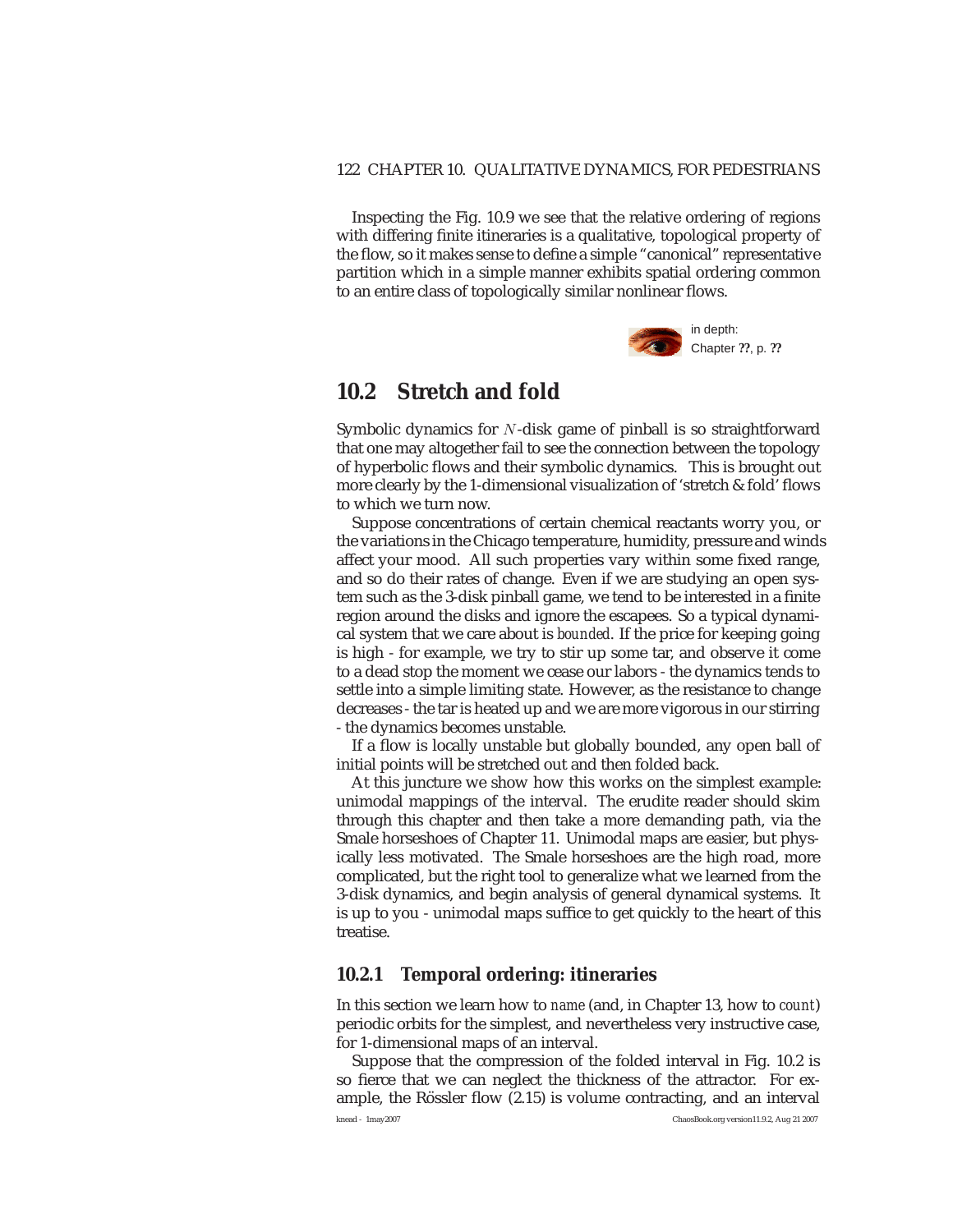Inspecting the Fig. 10.9 we see that the relative ordering of regions with differing finite itineraries is a qualitative, topological property of the flow, so it makes sense to define a simple "canonical" representative partition which in a simple manner exhibits spatial ordering common to an entire class of topologically similar nonlinear flows.

in depth:
Chapter **??**, p. **??**

## 10.2 Stretch and fold

Symbolic dynamics for $N$-disk game of pinball is so straightforward that one may altogether fail to see the connection between the topology of hyperbolic flows and their symbolic dynamics. This is brought out more clearly by the 1-dimensional visualization of 'stretch & fold' flows to which we turn now.

Suppose concentrations of certain chemical reactants worry you, or the variations in the Chicago temperature, humidity, pressure and winds affect your mood. All such properties vary within some fixed range, and so do their rates of change. Even if we are studying an open system such as the 3-disk pinball game, we tend to be interested in a finite region around the disks and ignore the escapees. So a typical dynamical system that we care about is *bounded*. If the price for keeping going is high - for example, we try to stir up some tar, and observe it come to a dead stop the moment we cease our labors - the dynamics tends to settle into a simple limiting state. However, as the resistance to change decreases - the tar is heated up and we are more vigorous in our stirring - the dynamics becomes unstable.

If a flow is locally unstable but globally bounded, any open ball of initial points will be stretched out and then folded back.

At this juncture we show how this works on the simplest example: unimodal mappings of the interval. The erudite reader should skim through this chapter and then take a more demanding path, via the Smale horseshoes of Chapter 11. Unimodal maps are easier, but physically less motivated. The Smale horseshoes are the high road, more complicated, but the right tool to generalize what we learned from the 3-disk dynamics, and begin analysis of general dynamical systems. It is up to you - unimodal maps suffice to get quickly to the heart of this treatise.

### 10.2.1 Temporal ordering: itineraries

In this section we learn how to *name* (and, in Chapter 13, how to *count*) periodic orbits for the simplest, and nevertheless very instructive case, for 1-dimensional maps of an interval.

Suppose that the compression of the folded interval in Fig. 10.2 is so fierce that we can neglect the thickness of the attractor. For example, the Rössler flow (2.15) is volume contracting, and an interval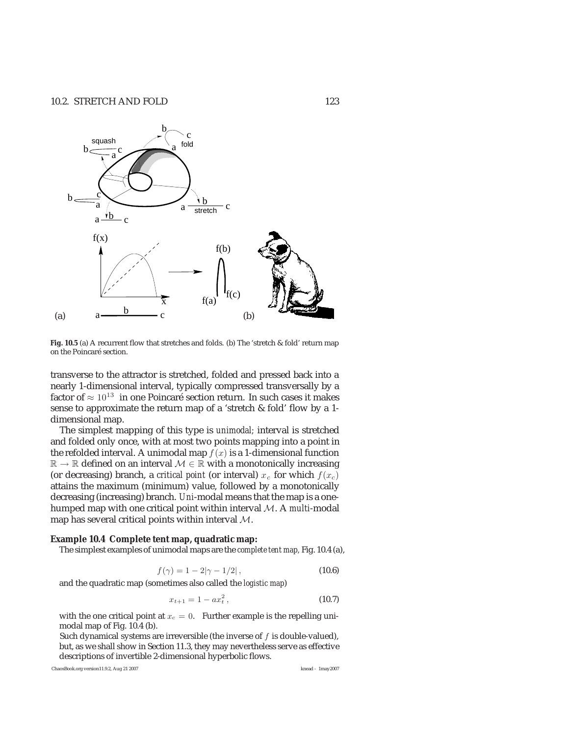**Fig. 10.5** (a) A recurrent flow that stretches and folds. (b) The 'stretch & fold' return map on the Poincaré section.

transverse to the attractor is stretched, folded and pressed back into a nearly 1-dimensional interval, typically compressed transversally by a factor of $\approx 10^{13}$ in one Poincaré section return. In such cases it makes sense to approximate the return map of a 'stretch & fold' flow by a 1-dimensional map.

The simplest mapping of this type is *unimodal*; interval is stretched and folded only once, with at most two points mapping into a point in the refolded interval. A unimodal map $f(x)$ is a 1-dimensional function $\mathbb{R} \to \mathbb{R}$ defined on an interval $\mathcal{M} \in \mathbb{R}$ with a monotonically increasing (or decreasing) branch, a *critical point* (or interval) $x_c$ for which $f(x_c)$ attains the maximum (minimum) value, followed by a monotonically decreasing (increasing) branch. *Uni*-modal means that the map is a one-humped map with one critical point within interval $\mathcal{M}$. A *multi*-modal map has several critical points within interval $\mathcal{M}$.

**Example 10.4 Complete tent map, quadratic map:**

The simplest examples of unimodal maps are the *complete tent map*, Fig. 10.4 (a),

$$f(\gamma) = 1 - 2|\gamma - 1/2|\,, \tag{10.6}$$

and the quadratic map (sometimes also called the *logistic map*)

$$x_{t+1} = 1 - ax_t^2\,, \tag{10.7}$$

with the one critical point at $x_c = 0$. Further example is the repelling unimodal map of Fig. 10.4 (b).

Such dynamical systems are irreversible (the inverse of $f$ is double-valued), but, as we shall show in Section 11.3, they may nevertheless serve as effective descriptions of invertible 2-dimensional hyperbolic flows.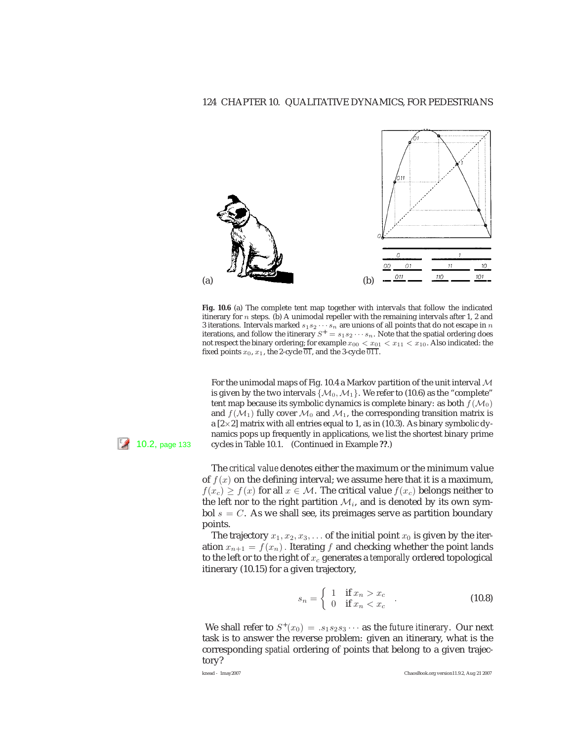**Fig. 10.6** (a) The complete tent map together with intervals that follow the indicated itinerary for $n$ steps. (b) A unimodal repeller with the remaining intervals after 1, 2 and 3 iterations. Intervals marked $s_1 s_2 \cdots s_n$ are unions of all points that do not escape in $n$ iterations, and follow the itinerary $S^+ = s_1 s_2 \cdots s_n$. Note that the spatial ordering does not respect the binary ordering; for example $x_{00} < x_{01} < x_{11} < x_{10}$. Also indicated: the fixed points $x_0$, $x_1$, the 2-cycle $\overline{01}$, and the 3-cycle $\overline{011}$.

For the unimodal maps of Fig. 10.4 a Markov partition of the unit interval $\mathcal{M}$ is given by the two intervals $\{\mathcal{M}_0, \mathcal{M}_1\}$. We refer to (10.6) as the "complete" tent map because its symbolic dynamics is complete binary: as both $f(\mathcal{M}_0)$ and $f(\mathcal{M}_1)$ fully cover $\mathcal{M}_0$ and $\mathcal{M}_1$, the corresponding transition matrix is a [2×2] matrix with all entries equal to 1, as in (10.3). As binary symbolic dynamics pops up frequently in applications, we list the shortest binary prime cycles in Table 10.1. (Continued in Example **??**.)

10.2, page 133

The *critical value* denotes either the maximum or the minimum value of $f(x)$ on the defining interval; we assume here that it is a maximum, $f(x_c) \geq f(x)$ for all $x \in \mathcal{M}$. The critical value $f(x_c)$ belongs neither to the left nor to the right partition $\mathcal{M}_i$, and is denoted by its own symbol $s = C$. As we shall see, its preimages serve as partition boundary points.

The trajectory $x_1, x_2, x_3, \ldots$ of the initial point $x_0$ is given by the iteration $x_{n+1} = f(x_n)$. Iterating $f$ and checking whether the point lands to the left or to the right of $x_c$ generates a *temporally* ordered topological itinerary (10.15) for a given trajectory,

$$s_n = \begin{cases} 1 & \text{if } x_n > x_c \\ 0 & \text{if } x_n < x_c \end{cases} . \tag{10.8}$$

We shall refer to $S^+(x_0) = .s_1 s_2 s_3 \cdots$ as the *future itinerary*. Our next task is to answer the reverse problem: given an itinerary, what is the corresponding *spatial* ordering of points that belong to a given trajectory?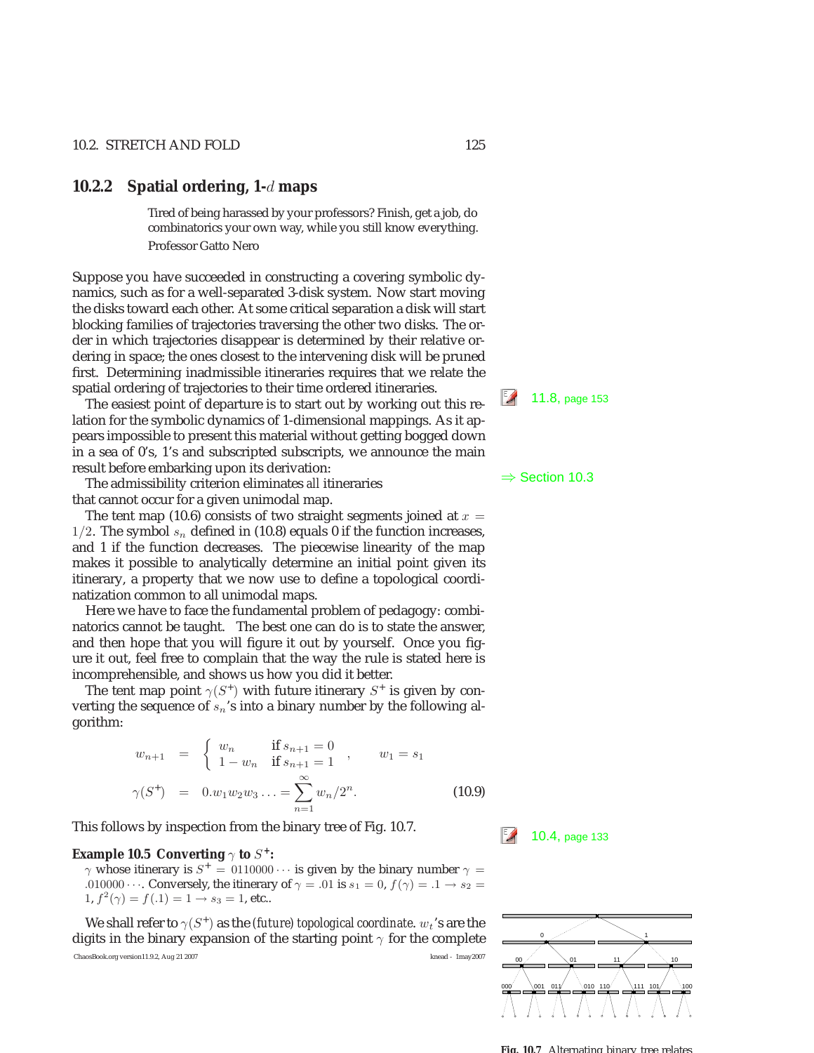### 10.2.2 Spatial ordering, 1-$d$ maps

> Tired of being harassed by your professors? Finish, get a job, do combinatorics your own way, while you still know everything.
>
> Professor Gatto Nero

Suppose you have succeeded in constructing a covering symbolic dynamics, such as for a well-separated 3-disk system. Now start moving the disks toward each other. At some critical separation a disk will start blocking families of trajectories traversing the other two disks. The order in which trajectories disappear is determined by their relative ordering in space; the ones closest to the intervening disk will be pruned first. Determining inadmissible itineraries requires that we relate the spatial ordering of trajectories to their time ordered itineraries.

11.8, page 153

The easiest point of departure is to start out by working out this relation for the symbolic dynamics of 1-dimensional mappings. As it appears impossible to present this material without getting bogged down in a sea of 0's, 1's and subscripted subscripts, we announce the main result before embarking upon its derivation:

⇒ Section 10.3

The admissibility criterion eliminates *all* itineraries that cannot occur for a given unimodal map.

The tent map (10.6) consists of two straight segments joined at $x = 1/2$. The symbol $s_n$ defined in (10.8) equals 0 if the function increases, and 1 if the function decreases. The piecewise linearity of the map makes it possible to analytically determine an initial point given its itinerary, a property that we now use to define a topological coordinatization common to all unimodal maps.

Here we have to face the fundamental problem of pedagogy: combinatorics cannot be taught. The best one can do is to state the answer, and then hope that you will figure it out by yourself. Once you figure it out, feel free to complain that the way the rule is stated here is incomprehensible, and shows us how you did it better.

The tent map point $\gamma(S^+)$ with future itinerary $S^+$ is given by converting the sequence of $s_n$'s into a binary number by the following algorithm:

$$
\begin{aligned}
w_{n+1} &= \begin{cases} w_n & \text{if } s_{n+1} = 0 \\ 1 - w_n & \text{if } s_{n+1} = 1 \end{cases} , \qquad w_1 = s_1 \\
\gamma(S^+) &= 0.w_1 w_2 w_3 \ldots = \sum_{n=1}^{\infty} w_n / 2^n .
\end{aligned}
\tag{10.9}
$$

This follows by inspection from the binary tree of Fig. 10.7.

10.4, page 133

**Example 10.5 Converting $\gamma$ to $S^+$:**

$\gamma$ whose itinerary is $S^+ = 0110000\cdots$ is given by the binary number $\gamma = .010000\cdots$. Conversely, the itinerary of $\gamma = .01$ is $s_1 = 0$, $f(\gamma) = .1 \rightarrow s_2 = 1$, $f^2(\gamma) = f(.1) = 1 \rightarrow s_3 = 1$, etc..

We shall refer to $\gamma(S^+)$ as the *(future) topological coordinate*. $w_t$'s are the digits in the binary expansion of the starting point $\gamma$ for the complete

0 1 00 01 11 10 000 001 011 010 110 111 101 100

**Fig. 10.7** Alternating binary tree relates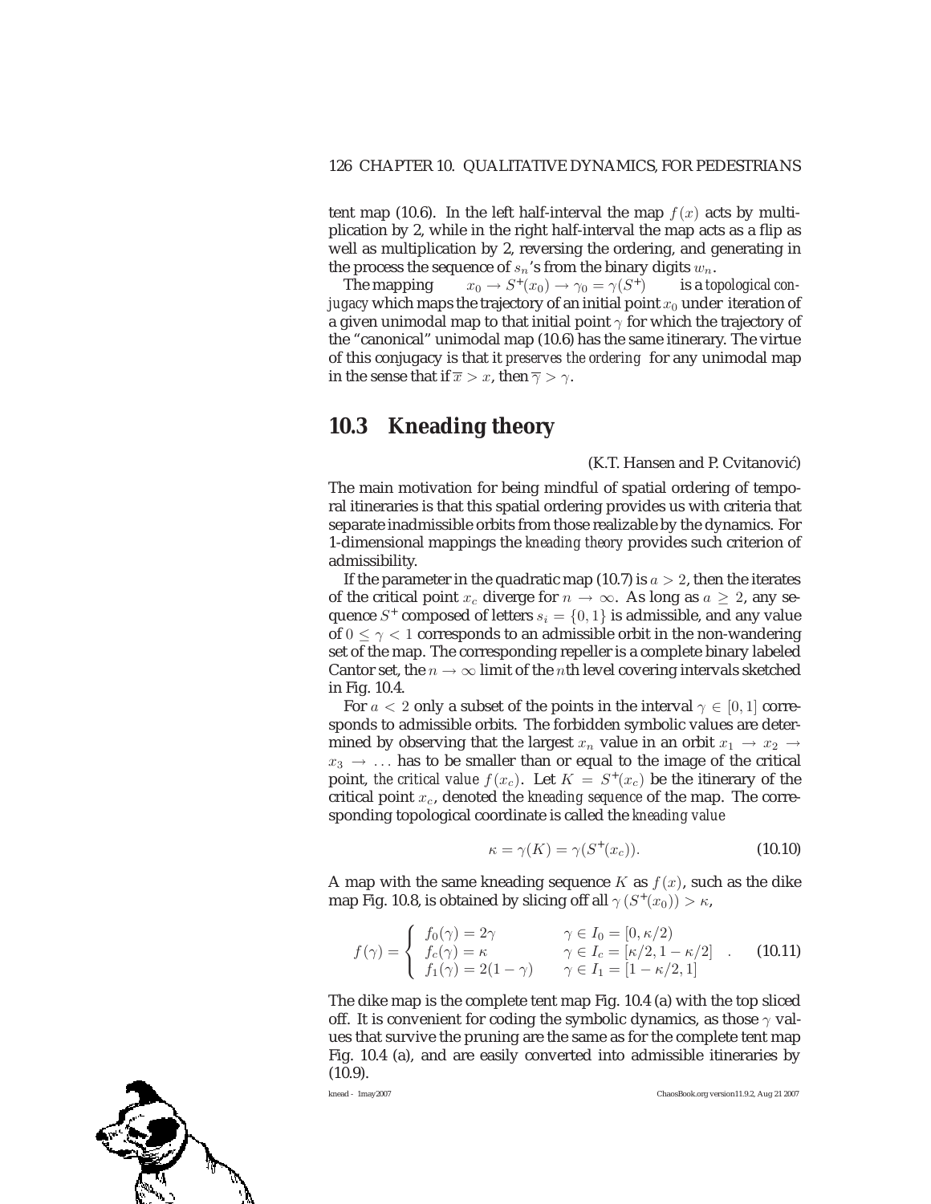tent map (10.6). In the left half-interval the map $f(x)$ acts by multiplication by 2, while in the right half-interval the map acts as a flip as well as multiplication by 2, reversing the ordering, and generating in the process the sequence of $s_n$'s from the binary digits $w_n$.

The mapping $\quad x_0 \to S^+(x_0) \to \gamma_0 = \gamma(S^+) \quad$ is a *topological conjugacy* which maps the trajectory of an initial point $x_0$ under iteration of a given unimodal map to that initial point $\gamma$ for which the trajectory of the "canonical" unimodal map (10.6) has the same itinerary. The virtue of this conjugacy is that it *preserves the ordering* for any unimodal map in the sense that if $\overline{x} > x$, then $\overline{\gamma} > \gamma$.

## 10.3 Kneading theory

(K.T. Hansen and P. Cvitanović)

The main motivation for being mindful of spatial ordering of temporal itineraries is that this spatial ordering provides us with criteria that separate inadmissible orbits from those realizable by the dynamics. For 1-dimensional mappings the *kneading theory* provides such criterion of admissibility.

If the parameter in the quadratic map (10.7) is $a > 2$, then the iterates of the critical point $x_c$ diverge for $n \to \infty$. As long as $a \geq 2$, any sequence $S^+$ composed of letters $s_i = \{0, 1\}$ is admissible, and any value of $0 \leq \gamma < 1$ corresponds to an admissible orbit in the non-wandering set of the map. The corresponding repeller is a complete binary labeled Cantor set, the $n \to \infty$ limit of the $n$th level covering intervals sketched in Fig. 10.4.

For $a < 2$ only a subset of the points in the interval $\gamma \in [0, 1]$ corresponds to admissible orbits. The forbidden symbolic values are determined by observing that the largest $x_n$ value in an orbit $x_1 \to x_2 \to x_3 \to \ldots$ has to be smaller than or equal to the image of the critical point, *the critical value* $f(x_c)$. Let $K = S^+(x_c)$ be the itinerary of the critical point $x_c$, denoted the *kneading sequence* of the map. The corresponding topological coordinate is called the *kneading value*

$$\kappa = \gamma(K) = \gamma(S^+(x_c)). \tag{10.10}$$

A map with the same kneading sequence $K$ as $f(x)$, such as the dike map Fig. 10.8, is obtained by slicing off all $\gamma\left(S^+(x_0)\right) > \kappa$,

$$f(\gamma) = \begin{cases} f_0(\gamma) = 2\gamma & \gamma \in I_0 = [0, \kappa/2) \\ f_c(\gamma) = \kappa & \gamma \in I_c = [\kappa/2, 1 - \kappa/2] \\ f_1(\gamma) = 2(1-\gamma) & \gamma \in I_1 = [1 - \kappa/2, 1] \end{cases} . \tag{10.11}$$

The dike map is the complete tent map Fig. 10.4 (a) with the top sliced off. It is convenient for coding the symbolic dynamics, as those $\gamma$ values that survive the pruning are the same as for the complete tent map Fig. 10.4 (a), and are easily converted into admissible itineraries by (10.9).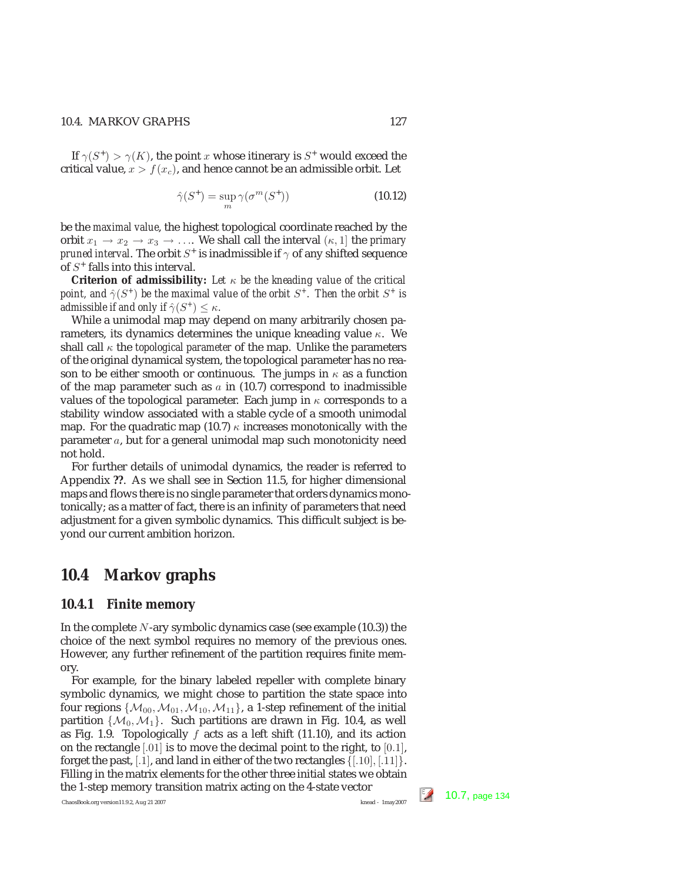If $\gamma(S^+) > \gamma(K)$, the point $x$ whose itinerary is $S^+$ would exceed the critical value, $x > f(x_c)$, and hence cannot be an admissible orbit. Let

$$\hat{\gamma}(S^+) = \sup_m \gamma(\sigma^m(S^+)) \tag{10.12}$$

be the *maximal value*, the highest topological coordinate reached by the orbit $x_1 \to x_2 \to x_3 \to \ldots$. We shall call the interval $(\kappa, 1]$ the *primary pruned interval*. The orbit $S^+$ is inadmissible if $\gamma$ of any shifted sequence of $S^+$ falls into this interval.

**Criterion of admissibility:** *Let $\kappa$ be the kneading value of the critical point, and $\hat{\gamma}(S^+)$ be the maximal value of the orbit $S^+$. Then the orbit $S^+$ is admissible if and only if $\hat{\gamma}(S^+) \leq \kappa$.*

While a unimodal map may depend on many arbitrarily chosen parameters, its dynamics determines the unique kneading value $\kappa$. We shall call $\kappa$ the *topological parameter* of the map. Unlike the parameters of the original dynamical system, the topological parameter has no reason to be either smooth or continuous. The jumps in $\kappa$ as a function of the map parameter such as $a$ in (10.7) correspond to inadmissible values of the topological parameter. Each jump in $\kappa$ corresponds to a stability window associated with a stable cycle of a smooth unimodal map. For the quadratic map (10.7) $\kappa$ increases monotonically with the parameter $a$, but for a general unimodal map such monotonicity need not hold.

For further details of unimodal dynamics, the reader is referred to Appendix **??**. As we shall see in Section 11.5, for higher dimensional maps and flows there is no single parameter that orders dynamics monotonically; as a matter of fact, there is an infinity of parameters that need adjustment for a given symbolic dynamics. This difficult subject is beyond our current ambition horizon.

## 10.4 Markov graphs

### 10.4.1 Finite memory

In the complete $N$-ary symbolic dynamics case (see example (10.3)) the choice of the next symbol requires no memory of the previous ones. However, any further refinement of the partition requires finite memory.

For example, for the binary labeled repeller with complete binary symbolic dynamics, we might chose to partition the state space into four regions $\{\mathcal{M}_{00}, \mathcal{M}_{01}, \mathcal{M}_{10}, \mathcal{M}_{11}\}$, a 1-step refinement of the initial partition $\{\mathcal{M}_0, \mathcal{M}_1\}$. Such partitions are drawn in Fig. 10.4, as well as Fig. 1.9. Topologically $f$ acts as a left shift (11.10), and its action on the rectangle $[.01]$ is to move the decimal point to the right, to $[0.1]$, forget the past, $[.1]$, and land in either of the two rectangles $\{[.10], [.11]\}$. Filling in the matrix elements for the other three initial states we obtain the 1-step memory transition matrix acting on the 4-state vector

10.7, page 134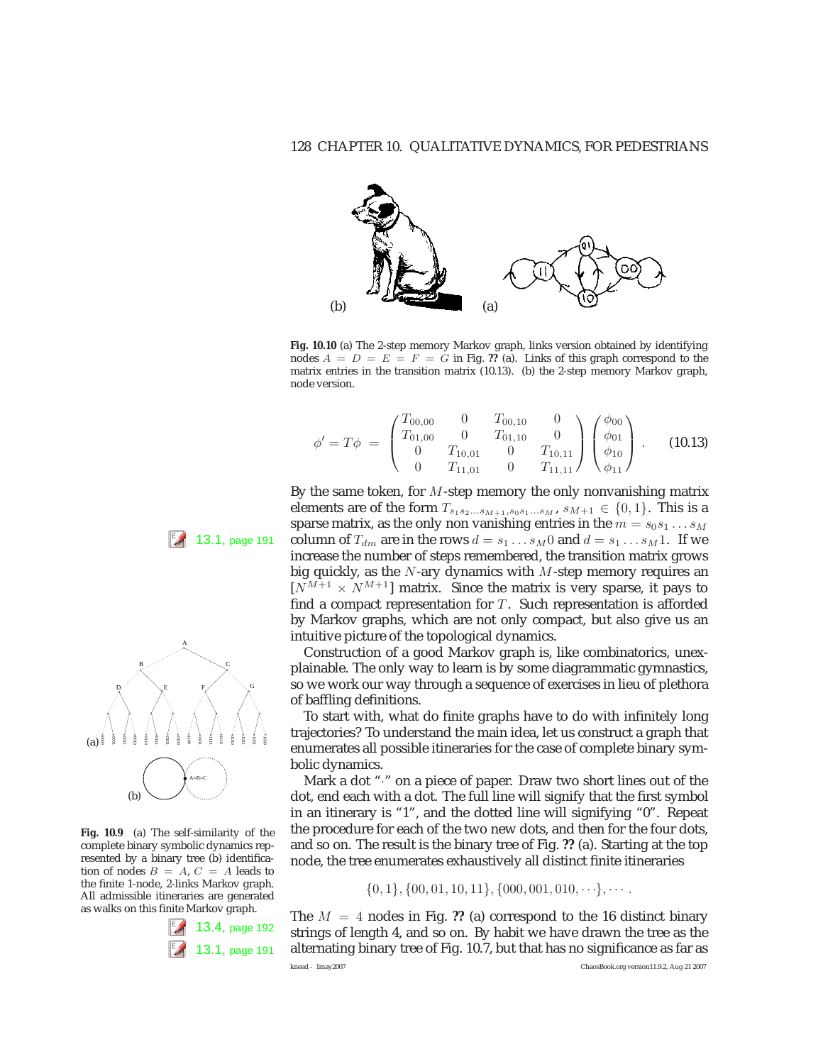**Fig. 10.10** (a) The 2-step memory Markov graph, links version obtained by identifying nodes $A = D = E = F = G$ in Fig. **??** (a). Links of this graph correspond to the matrix entries in the transition matrix (10.13). (b) the 2-step memory Markov graph, node version.

$$\phi' = T\phi = \begin{pmatrix} T_{00,00} & 0 & T_{00,10} & 0 \\ T_{01,00} & 0 & T_{01,10} & 0 \\ 0 & T_{10,01} & 0 & T_{10,11} \\ 0 & T_{11,01} & 0 & T_{11,11} \end{pmatrix} \begin{pmatrix} \phi_{00} \\ \phi_{01} \\ \phi_{10} \\ \phi_{11} \end{pmatrix} . \qquad (10.13)$$

By the same token, for $M$-step memory the only nonvanishing matrix elements are of the form $T_{s_1 s_2 \ldots s_{M+1}, s_0 s_1 \ldots s_M}$, $s_{M+1} \in \{0, 1\}$. This is a sparse matrix, as the only non vanishing entries in the $m = s_0 s_1 \ldots s_M$ column of $T_{dm}$ are in the rows $d = s_1 \ldots s_M 0$ and $d = s_1 \ldots s_M 1$. If we increase the number of steps remembered, the transition matrix grows big quickly, as the $N$-ary dynamics with $M$-step memory requires an $[N^{M+1} \times N^{M+1}]$ matrix. Since the matrix is very sparse, it pays to find a compact representation for $T$. Such representation is afforded by Markov graphs, which are not only compact, but also give us an intuitive picture of the topological dynamics.

13.1, page 191

Construction of a good Markov graph is, like combinatorics, unexplainable. The only way to learn is by some diagrammatic gymnastics, so we work our way through a sequence of exercises in lieu of plethora of baffling definitions.

To start with, what do finite graphs have to do with infinitely long trajectories? To understand the main idea, let us construct a graph that enumerates all possible itineraries for the case of complete binary symbolic dynamics.

**Fig. 10.9** (a) The self-similarity of the complete binary symbolic dynamics represented by a binary tree (b) identification of nodes $B = A$, $C = A$ leads to the finite 1-node, 2-links Markov graph. All admissible itineraries are generated as walks on this finite Markov graph.

13.4, page 192

13.1, page 191

Mark a dot "·" on a piece of paper. Draw two short lines out of the dot, end each with a dot. The full line will signify that the first symbol in an itinerary is "1", and the dotted line will signifying "0". Repeat the procedure for each of the two new dots, and then for the four dots, and so on. The result is the binary tree of Fig. **??** (a). Starting at the top node, the tree enumerates exhaustively all distinct finite itineraries

$$\{0, 1\}, \{00, 01, 10, 11\}, \{000, 001, 010, \cdots\}, \cdots .$$

The $M = 4$ nodes in Fig. **??** (a) correspond to the 16 distinct binary strings of length 4, and so on. By habit we have drawn the tree as the alternating binary tree of Fig. 10.7, but that has no significance as far as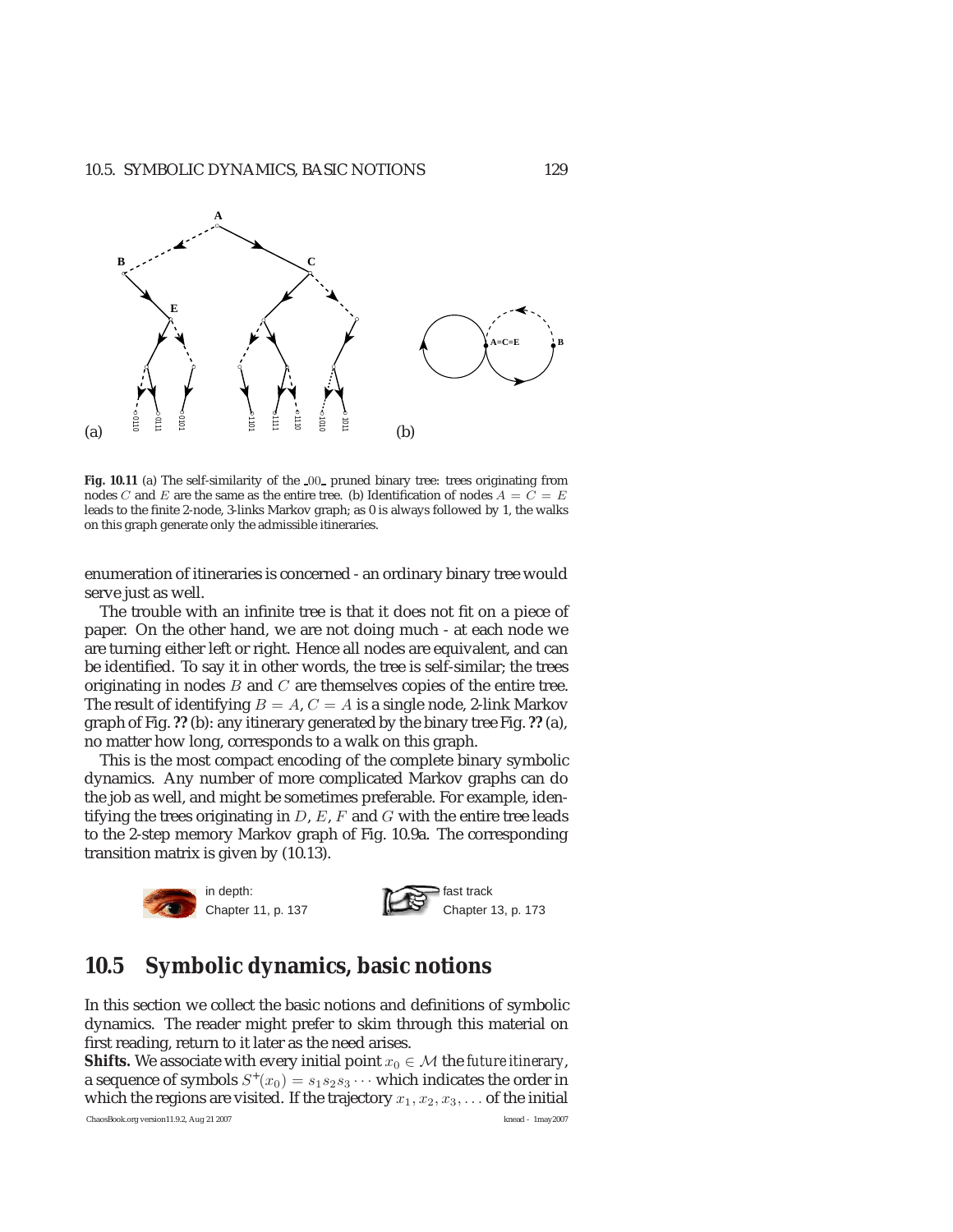(a) (b)

**Fig. 10.11** (a) The self-similarity of the $\_00\_$ pruned binary tree: trees originating from nodes $C$ and $E$ are the same as the entire tree. (b) Identification of nodes $A = C = E$ leads to the finite 2-node, 3-links Markov graph; as 0 is always followed by 1, the walks on this graph generate only the admissible itineraries.

enumeration of itineraries is concerned - an ordinary binary tree would serve just as well.

The trouble with an infinite tree is that it does not fit on a piece of paper. On the other hand, we are not doing much - at each node we are turning either left or right. Hence all nodes are equivalent, and can be identified. To say it in other words, the tree is self-similar; the trees originating in nodes $B$ and $C$ are themselves copies of the entire tree. The result of identifying $B = A$, $C = A$ is a single node, 2-link Markov graph of Fig. **??** (b): any itinerary generated by the binary tree Fig. **??** (a), no matter how long, corresponds to a walk on this graph.

This is the most compact encoding of the complete binary symbolic dynamics. Any number of more complicated Markov graphs can do the job as well, and might be sometimes preferable. For example, identifying the trees originating in $D$, $E$, $F$ and $G$ with the entire tree leads to the 2-step memory Markov graph of Fig. 10.9a. The corresponding transition matrix is given by (10.13).

in depth: Chapter 11, p. 137

fast track Chapter 13, p. 173

## 10.5 Symbolic dynamics, basic notions

In this section we collect the basic notions and definitions of symbolic dynamics. The reader might prefer to skim through this material on first reading, return to it later as the need arises.

**Shifts.** We associate with every initial point $x_0 \in \mathcal{M}$ the *future itinerary*, a sequence of symbols $S^+(x_0) = s_1 s_2 s_3 \cdots$ which indicates the order in which the regions are visited. If the trajectory $x_1, x_2, x_3, \ldots$ of the initial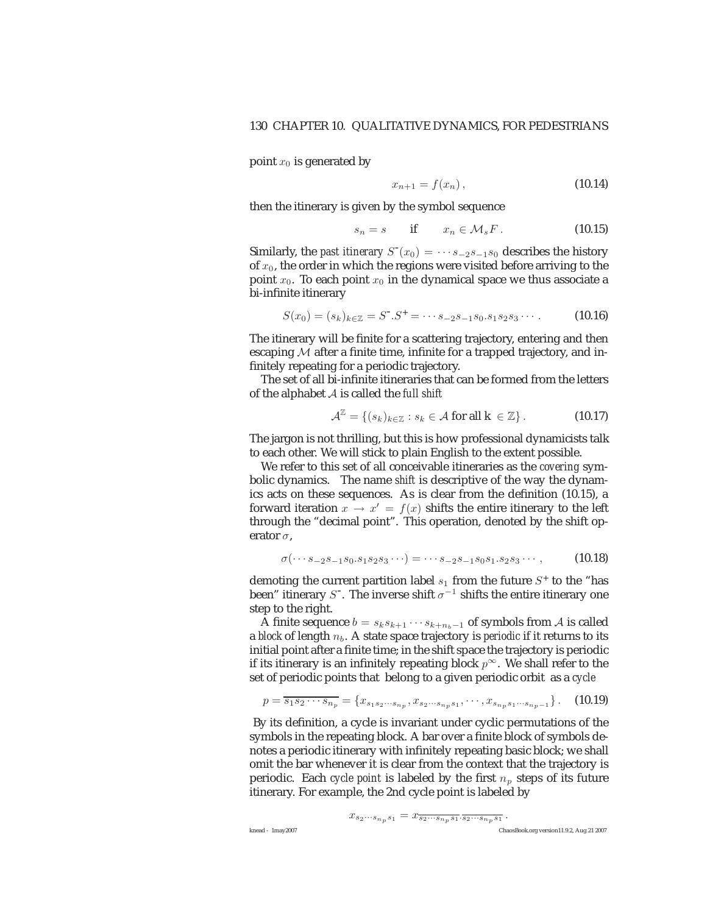point $x_0$ is generated by

$$x_{n+1} = f(x_n)\,, \tag{10.14}$$

then the itinerary is given by the symbol sequence

$$s_n = s \qquad \text{if} \qquad x_n \in \mathcal{M}_s F\,. \tag{10.15}$$

Similarly, the *past itinerary* $S^-(x_0) = \cdots s_{-2}s_{-1}s_0$ describes the history of $x_0$, the order in which the regions were visited before arriving to the point $x_0$. To each point $x_0$ in the dynamical space we thus associate a bi-infinite itinerary

$$S(x_0) = (s_k)_{k\in\mathbb{Z}} = S^-.S^+ = \cdots s_{-2}s_{-1}s_0.s_1s_2s_3\cdots\,. \tag{10.16}$$

The itinerary will be finite for a scattering trajectory, entering and then escaping $\mathcal{M}$ after a finite time, infinite for a trapped trajectory, and infinitely repeating for a periodic trajectory.

The set of all bi-infinite itineraries that can be formed from the letters of the alphabet $\mathcal{A}$ is called the *full shift*

$$\mathcal{A}^{\mathbb{Z}} = \{(s_k)_{k\in\mathbb{Z}} : s_k \in \mathcal{A} \text{ for all } k \in \mathbb{Z}\}\,. \tag{10.17}$$

The jargon is not thrilling, but this is how professional dynamicists talk to each other. We will stick to plain English to the extent possible.

We refer to this set of all conceivable itineraries as the *covering* symbolic dynamics. The name *shift* is descriptive of the way the dynamics acts on these sequences. As is clear from the definition (10.15), a forward iteration $x \to x' = f(x)$ shifts the entire itinerary to the left through the "decimal point". This operation, denoted by the shift operator $\sigma$,

$$\sigma(\cdots s_{-2}s_{-1}s_0.s_1s_2s_3\cdots) = \cdots s_{-2}s_{-1}s_0s_1.s_2s_3\cdots\,, \tag{10.18}$$

demoting the current partition label $s_1$ from the future $S^+$ to the "has been" itinerary $S^-$. The inverse shift $\sigma^{-1}$ shifts the entire itinerary one step to the right.

A finite sequence $b = s_ks_{k+1}\cdots s_{k+n_b-1}$ of symbols from $\mathcal{A}$ is called a *block* of length $n_b$. A state space trajectory is *periodic* if it returns to its initial point after a finite time; in the shift space the trajectory is periodic if its itinerary is an infinitely repeating block $p^\infty$. We shall refer to the set of periodic points that belong to a given periodic orbit as a *cycle*

$$p = \overline{s_1s_2\cdots s_{n_p}} = \{x_{s_1s_2\cdots s_{n_p}}, x_{s_2\cdots s_{n_p}s_1}, \cdots, x_{s_{n_p}s_1\cdots s_{n_p-1}}\}\,. \tag{10.19}$$

By its definition, a cycle is invariant under cyclic permutations of the symbols in the repeating block. A bar over a finite block of symbols denotes a periodic itinerary with infinitely repeating basic block; we shall omit the bar whenever it is clear from the context that the trajectory is periodic. Each *cycle point* is labeled by the first $n_p$ steps of its future itinerary. For example, the 2nd cycle point is labeled by

$$x_{s_2\cdots s_{n_p}s_1} = x_{\overline{s_2\cdots s_{n_p}s_1}.\overline{s_2\cdots s_{n_p}s_1}}\,.$$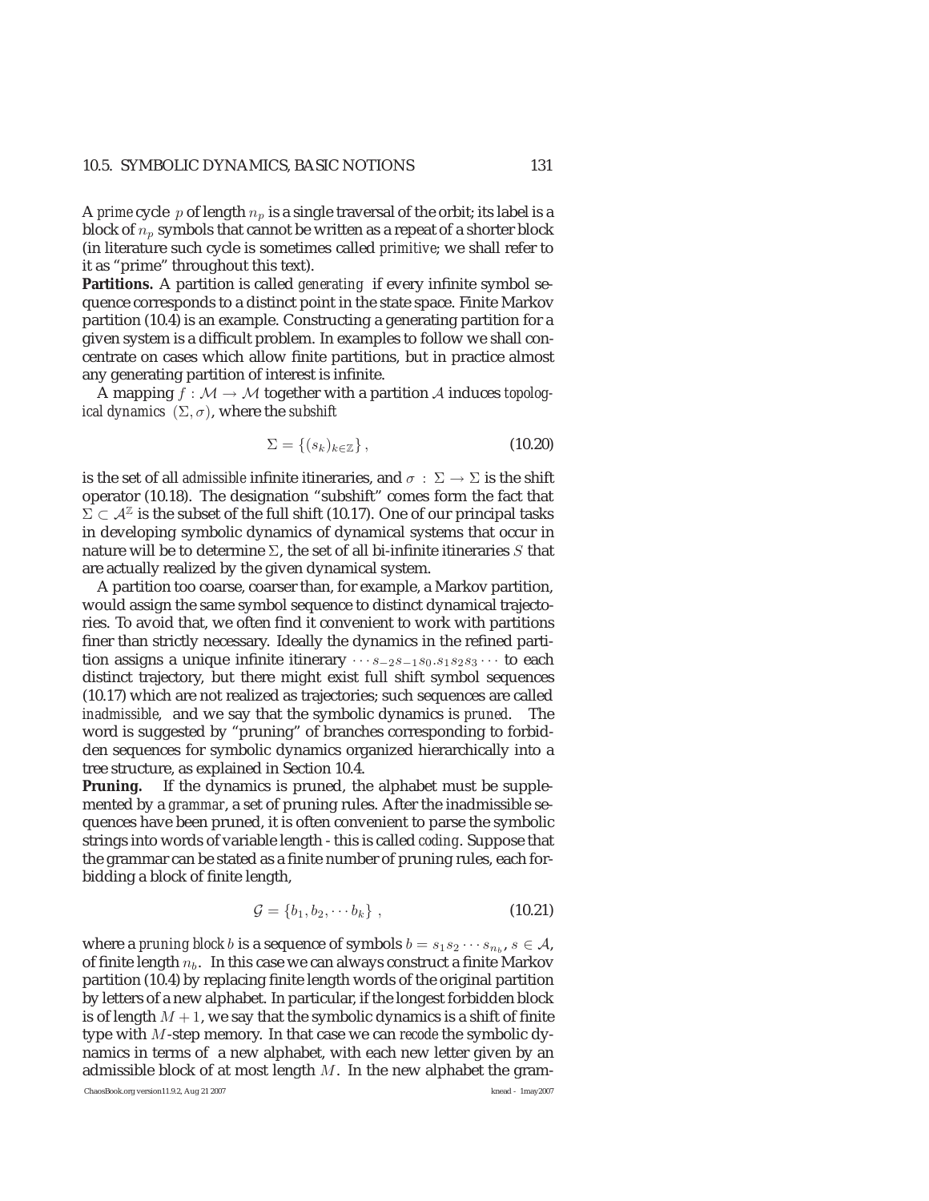A *prime* cycle $p$ of length $n_p$ is a single traversal of the orbit; its label is a block of $n_p$ symbols that cannot be written as a repeat of a shorter block (in literature such cycle is sometimes called *primitive*; we shall refer to it as "prime" throughout this text).

**Partitions.** A partition is called *generating* if every infinite symbol sequence corresponds to a distinct point in the state space. Finite Markov partition (10.4) is an example. Constructing a generating partition for a given system is a difficult problem. In examples to follow we shall concentrate on cases which allow finite partitions, but in practice almost any generating partition of interest is infinite.

A mapping $f : \mathcal{M} \to \mathcal{M}$ together with a partition $\mathcal{A}$ induces *topological dynamics* $(\Sigma, \sigma)$, where the *subshift*

$$\Sigma = \{(s_k)_{k\in\mathbb{Z}}\}, \tag{10.20}$$

is the set of all *admissible* infinite itineraries, and $\sigma : \Sigma \to \Sigma$ is the shift operator (10.18). The designation "subshift" comes form the fact that $\Sigma \subset \mathcal{A}^{\mathbb{Z}}$ is the subset of the full shift (10.17). One of our principal tasks in developing symbolic dynamics of dynamical systems that occur in nature will be to determine $\Sigma$, the set of all bi-infinite itineraries $S$ that are actually realized by the given dynamical system.

A partition too coarse, coarser than, for example, a Markov partition, would assign the same symbol sequence to distinct dynamical trajectories. To avoid that, we often find it convenient to work with partitions finer than strictly necessary. Ideally the dynamics in the refined partition assigns a unique infinite itinerary $\cdots s_{-2}s_{-1}s_0.s_1s_2s_3\cdots$ to each distinct trajectory, but there might exist full shift symbol sequences (10.17) which are not realized as trajectories; such sequences are called *inadmissible*, and we say that the symbolic dynamics is *pruned*. The word is suggested by "pruning" of branches corresponding to forbidden sequences for symbolic dynamics organized hierarchically into a tree structure, as explained in Section 10.4.

**Pruning.** If the dynamics is pruned, the alphabet must be supplemented by a *grammar*, a set of pruning rules. After the inadmissible sequences have been pruned, it is often convenient to parse the symbolic strings into words of variable length - this is called *coding*. Suppose that the grammar can be stated as a finite number of pruning rules, each forbidding a block of finite length,

$$\mathcal{G} = \{b_1, b_2, \cdots b_k\}, \tag{10.21}$$

where a *pruning block* $b$ is a sequence of symbols $b = s_1s_2\cdots s_{n_b}$, $s \in \mathcal{A}$, of finite length $n_b$. In this case we can always construct a finite Markov partition (10.4) by replacing finite length words of the original partition by letters of a new alphabet. In particular, if the longest forbidden block is of length $M+1$, we say that the symbolic dynamics is a shift of finite type with $M$-step memory. In that case we can *recode* the symbolic dynamics in terms of a new alphabet, with each new letter given by an admissible block of at most length $M$. In the new alphabet the gram-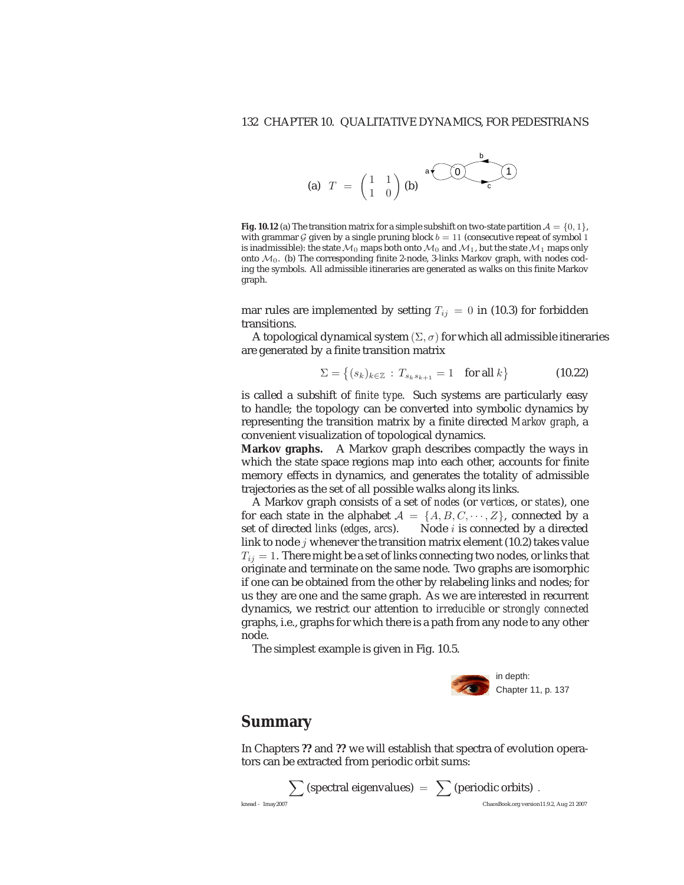(a) $T = \begin{pmatrix} 1 & 1 \\ 1 & 0 \end{pmatrix}$ (b)

**Fig. 10.12** (a) The transition matrix for a simple subshift on two-state partition $\mathcal{A} = \{0, 1\}$, with grammar $\mathcal{G}$ given by a single pruning block $b = 11$ (consecutive repeat of symbol 1 is inadmissible): the state $\mathcal{M}_0$ maps both onto $\mathcal{M}_0$ and $\mathcal{M}_1$, but the state $\mathcal{M}_1$ maps only onto $\mathcal{M}_0$. (b) The corresponding finite 2-node, 3-links Markov graph, with nodes coding the symbols. All admissible itineraries are generated as walks on this finite Markov graph.

mar rules are implemented by setting $T_{ij} = 0$ in (10.3) for forbidden transitions.

A topological dynamical system $(\Sigma, \sigma)$ for which all admissible itineraries are generated by a finite transition matrix

$$\Sigma = \left\{ (s_k)_{k \in \mathbb{Z}} \, : \, T_{s_k s_{k+1}} = 1 \quad \text{for all } k \right\} \tag{10.22}$$

is called a subshift of *finite type*. Such systems are particularly easy to handle; the topology can be converted into symbolic dynamics by representing the transition matrix by a finite directed *Markov graph*, a convenient visualization of topological dynamics.

**Markov graphs.** A Markov graph describes compactly the ways in which the state space regions map into each other, accounts for finite memory effects in dynamics, and generates the totality of admissible trajectories as the set of all possible walks along its links.

A Markov graph consists of a set of *nodes* (or *vertices*, or *states*), one for each state in the alphabet $\mathcal{A} = \{A, B, C, \cdots, Z\}$, connected by a set of directed *links* (*edges*, *arcs*). Node $i$ is connected by a directed link to node $j$ whenever the transition matrix element (10.2) takes value $T_{ij} = 1$. There might be a set of links connecting two nodes, or links that originate and terminate on the same node. Two graphs are isomorphic if one can be obtained from the other by relabeling links and nodes; for us they are one and the same graph. As we are interested in recurrent dynamics, we restrict our attention to *irreducible* or *strongly connected* graphs, i.e., graphs for which there is a path from any node to any other node.

The simplest example is given in Fig. 10.5.

in depth:
Chapter 11, p. 137

## Summary

In Chapters **??** and **??** we will establish that spectra of evolution operators can be extracted from periodic orbit sums:

$$\sum (\text{spectral eigenvalues}) = \sum (\text{periodic orbits}) \, .$$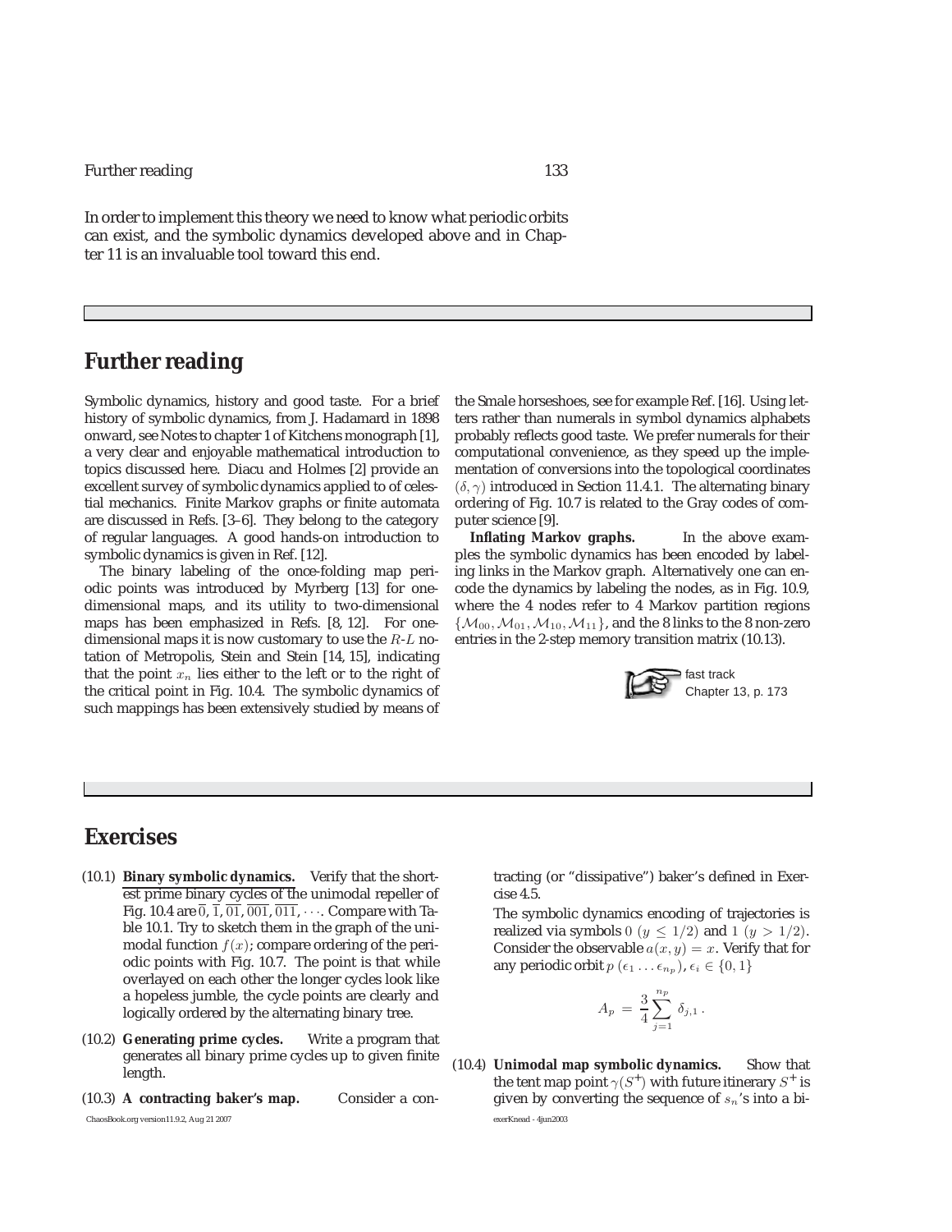In order to implement this theory we need to know what periodic orbits can exist, and the symbolic dynamics developed above and in Chapter 11 is an invaluable tool toward this end.

## Further reading

Symbolic dynamics, history and good taste. For a brief history of symbolic dynamics, from J. Hadamard in 1898 onward, see Notes to chapter 1 of Kitchens monograph [1], a very clear and enjoyable mathematical introduction to topics discussed here. Diacu and Holmes [2] provide an excellent survey of symbolic dynamics applied to of celestial mechanics. Finite Markov graphs or finite automata are discussed in Refs. [3–6]. They belong to the category of regular languages. A good hands-on introduction to symbolic dynamics is given in Ref. [12].

The binary labeling of the once-folding map periodic points was introduced by Myrberg [13] for one-dimensional maps, and its utility to two-dimensional maps has been emphasized in Refs. [8, 12]. For one-dimensional maps it is now customary to use the $R$-$L$ notation of Metropolis, Stein and Stein [14, 15], indicating that the point $x_n$ lies either to the left or to the right of the critical point in Fig. 10.4. The symbolic dynamics of such mappings has been extensively studied by means of the Smale horseshoes, see for example Ref. [16]. Using letters rather than numerals in symbol dynamics alphabets probably reflects good taste. We prefer numerals for their computational convenience, as they speed up the implementation of conversions into the topological coordinates $(\delta, \gamma)$ introduced in Section 11.4.1. The alternating binary ordering of Fig. 10.7 is related to the Gray codes of computer science [9].

**Inflating Markov graphs.** In the above examples the symbolic dynamics has been encoded by labeling links in the Markov graph. Alternatively one can encode the dynamics by labeling the nodes, as in Fig. 10.9, where the 4 nodes refer to 4 Markov partition regions $\{\mathcal{M}_{00}, \mathcal{M}_{01}, \mathcal{M}_{10}, \mathcal{M}_{11}\}$, and the 8 links to the 8 non-zero entries in the 2-step memory transition matrix (10.13).

fast track
Chapter 13, p. 173

## Exercises

(10.1) **Binary symbolic dynamics.** Verify that the shortest prime binary cycles of the unimodal repeller of Fig. 10.4 are $\overline{0}$, $\overline{1}$, $\overline{01}$, $\overline{001}$, $\overline{011}$, $\cdots$. Compare with Table 10.1. Try to sketch them in the graph of the unimodal function $f(x)$; compare ordering of the periodic points with Fig. 10.7. The point is that while overlayed on each other the longer cycles look like a hopeless jumble, the cycle points are clearly and logically ordered by the alternating binary tree.

(10.2) **Generating prime cycles.** Write a program that generates all binary prime cycles up to given finite length.

(10.3) **A contracting baker's map.** Consider a contracting (or "dissipative") baker's defined in Exercise 4.5.

The symbolic dynamics encoding of trajectories is realized via symbols $0$ $(y \leq 1/2)$ and $1$ $(y > 1/2)$. Consider the observable $a(x, y) = x$. Verify that for any periodic orbit $p$ $(\epsilon_1 \ldots \epsilon_{n_p})$, $\epsilon_i \in \{0, 1\}$

$$A_p = \frac{3}{4} \sum_{j=1}^{n_p} \delta_{j,1} \,.$$

(10.4) **Unimodal map symbolic dynamics.** Show that the tent map point $\gamma(S^+)$ with future itinerary $S^+$ is given by converting the sequence of $s_n$'s into a bi-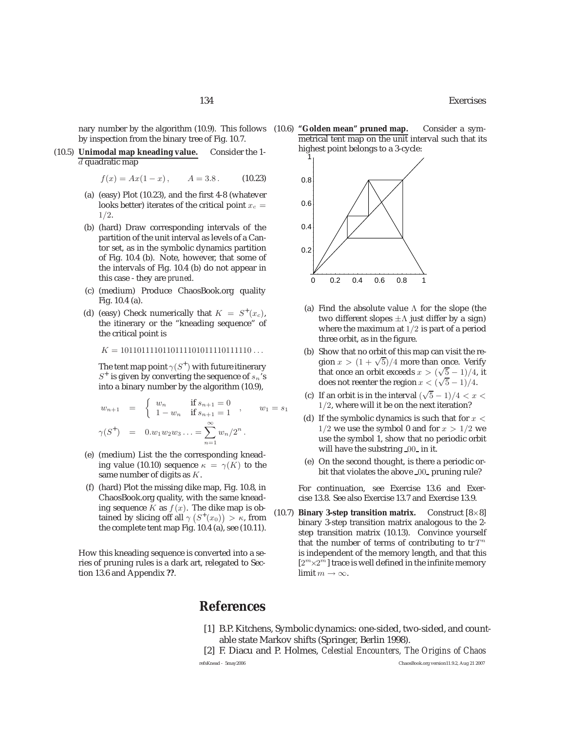nary number by the algorithm (10.9). This follows by inspection from the binary tree of Fig. 10.7.

(10.5) **Unimodal map kneading value.** Consider the 1-$d$ quadratic map

$$f(x) = Ax(1-x)\,, \qquad A = 3.8\,. \tag{10.23}$$

(a) (easy) Plot (10.23), and the first 4-8 (whatever looks better) iterates of the critical point $x_c = 1/2$.

(b) (hard) Draw corresponding intervals of the partition of the unit interval as levels of a Cantor set, as in the symbolic dynamics partition of Fig. 10.4 (b). Note, however, that some of the intervals of Fig. 10.4 (b) do not appear in this case - they are *pruned*.

(c) (medium) Produce ChaosBook.org quality Fig. 10.4 (a).

(d) (easy) Check numerically that $K = S^+(x_c)$, the itinerary or the "kneading sequence" of the critical point is

$$K = 1011011110110111101011110111110\ldots$$

The tent map point $\gamma(S^+)$ with future itinerary $S^+$ is given by converting the sequence of $s_n$'s into a binary number by the algorithm (10.9),

$$w_{n+1} = \begin{cases} w_n & \text{if } s_{n+1} = 0 \\ 1 - w_n & \text{if } s_{n+1} = 1 \end{cases}, \qquad w_1 = s_1$$

$$\gamma(S^+) = 0.w_1 w_2 w_3 \ldots = \sum_{n=1}^{\infty} w_n / 2^n\,.$$

(e) (medium) List the the corresponding kneading value (10.10) sequence $\kappa = \gamma(K)$ to the same number of digits as $K$.

(f) (hard) Plot the missing dike map, Fig. 10.8, in ChaosBook.org quality, with the same kneading sequence $K$ as $f(x)$. The dike map is obtained by slicing off all $\gamma\left(S^+(x_0)\right) > \kappa$, from the complete tent map Fig. 10.4 (a), see (10.11).

How this kneading sequence is converted into a series of pruning rules is a dark art, relegated to Section 13.6 and Appendix **??**.

(10.6) **"Golden mean" pruned map.** Consider a symmetrical tent map on the unit interval such that its highest point belongs to a 3-cycle:

(a) Find the absolute value $\Lambda$ for the slope (the two different slopes $\pm\Lambda$ just differ by a sign) where the maximum at $1/2$ is part of a period three orbit, as in the figure.

(b) Show that no orbit of this map can visit the region $x > (1+\sqrt{5})/4$ more than once. Verify that once an orbit exceeds $x > (\sqrt{5}-1)/4$, it does not reenter the region $x < (\sqrt{5}-1)/4$.

(c) If an orbit is in the interval $(\sqrt{5}-1)/4 < x < 1/2$, where will it be on the next iteration?

(d) If the symbolic dynamics is such that for $x < 1/2$ we use the symbol 0 and for $x > 1/2$ we use the symbol 1, show that no periodic orbit will have the substring $\_00\_$ in it.

(e) On the second thought, is there a periodic orbit that violates the above $\_00\_$ pruning rule?

For continuation, see Exercise 13.6 and Exercise 13.8. See also Exercise 13.7 and Exercise 13.9.

(10.7) **Binary 3-step transition matrix.** Construct $[8\times 8]$ binary 3-step transition matrix analogous to the 2-step transition matrix (10.13). Convince yourself that the number of terms of contributing to $\mathrm{tr}\, T^n$ is independent of the memory length, and that this $[2^m \times 2^m]$ trace is well defined in the infinite memory limit $m \to \infty$.

# References

[1] B.P. Kitchens, Symbolic dynamics: one-sided, two-sided, and countable state Markov shifts (Springer, Berlin 1998).

[2] F. Diacu and P. Holmes, *Celestial Encounters, The Origins of Chaos*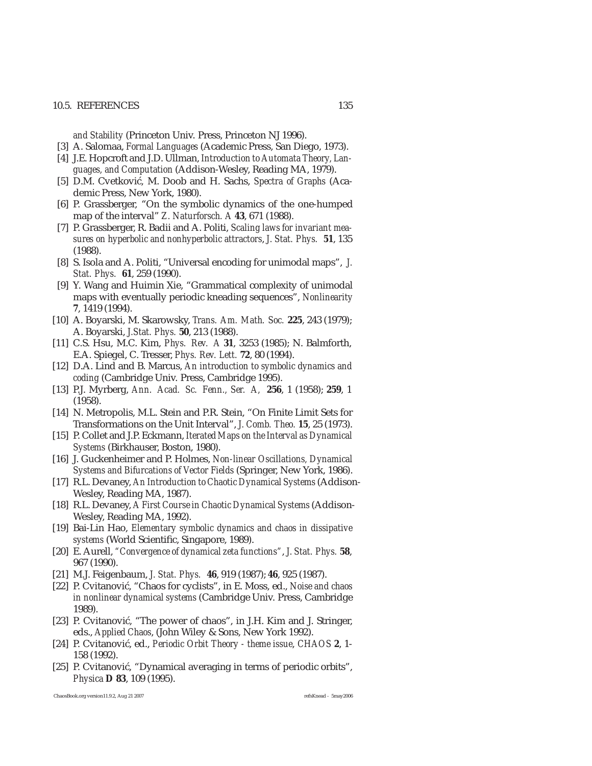*and Stability* (Princeton Univ. Press, Princeton NJ 1996).

[3] A. Salomaa, *Formal Languages* (Academic Press, San Diego, 1973).

[4] J.E. Hopcroft and J.D. Ullman, *Introduction to Automata Theory, Languages, and Computation* (Addison-Wesley, Reading MA, 1979).

[5] D.M. Cvetković, M. Doob and H. Sachs, *Spectra of Graphs* (Academic Press, New York, 1980).

[6] P. Grassberger, "On the symbolic dynamics of the one-humped map of the interval" *Z. Naturforsch. A* **43**, 671 (1988).

[7] P. Grassberger, R. Badii and A. Politi, *Scaling laws for invariant measures on hyperbolic and nonhyperbolic attractors*, *J. Stat. Phys.* **51**, 135 (1988).

[8] S. Isola and A. Politi, "Universal encoding for unimodal maps", *J. Stat. Phys.* **61**, 259 (1990).

[9] Y. Wang and Huimin Xie, "Grammatical complexity of unimodal maps with eventually periodic kneading sequences", *Nonlinearity* **7**, 1419 (1994).

[10] A. Boyarski, M. Skarowsky, *Trans. Am. Math. Soc.* **225**, 243 (1979); A. Boyarski, *J.Stat. Phys.* **50**, 213 (1988).

[11] C.S. Hsu, M.C. Kim, *Phys. Rev. A* **31**, 3253 (1985); N. Balmforth, E.A. Spiegel, C. Tresser, *Phys. Rev. Lett.* **72**, 80 (1994).

[12] D.A. Lind and B. Marcus, *An introduction to symbolic dynamics and coding* (Cambridge Univ. Press, Cambridge 1995).

[13] P.J. Myrberg, *Ann. Acad. Sc. Fenn., Ser. A,* **256**, 1 (1958); **259**, 1 (1958).

[14] N. Metropolis, M.L. Stein and P.R. Stein, "On Finite Limit Sets for Transformations on the Unit Interval", *J. Comb. Theo.* **15**, 25 (1973).

[15] P. Collet and J.P. Eckmann, *Iterated Maps on the Interval as Dynamical Systems* (Birkhauser, Boston, 1980).

[16] J. Guckenheimer and P. Holmes, *Non-linear Oscillations, Dynamical Systems and Bifurcations of Vector Fields* (Springer, New York, 1986).

[17] R.L. Devaney, *An Introduction to Chaotic Dynamical Systems* (Addison-Wesley, Reading MA, 1987).

[18] R.L. Devaney, *A First Course in Chaotic Dynamical Systems* (Addison-Wesley, Reading MA, 1992).

[19] Bai-Lin Hao, *Elementary symbolic dynamics and chaos in dissipative systems* (World Scientific, Singapore, 1989).

[20] E. Aurell, *"Convergence of dynamical zeta functions"*, *J. Stat. Phys.* **58**, 967 (1990).

[21] M.J. Feigenbaum, *J. Stat. Phys.* **46**, 919 (1987); **46**, 925 (1987).

[22] P. Cvitanović, "Chaos for cyclists", in E. Moss, ed., *Noise and chaos in nonlinear dynamical systems* (Cambridge Univ. Press, Cambridge 1989).

[23] P. Cvitanović, "The power of chaos", in J.H. Kim and J. Stringer, eds., *Applied Chaos*, (John Wiley & Sons, New York 1992).

[24] P. Cvitanović, ed., *Periodic Orbit Theory - theme issue*, *CHAOS* **2**, 1-158 (1992).

[25] P. Cvitanović, "Dynamical averaging in terms of periodic orbits", *Physica* **D 83**, 109 (1995).